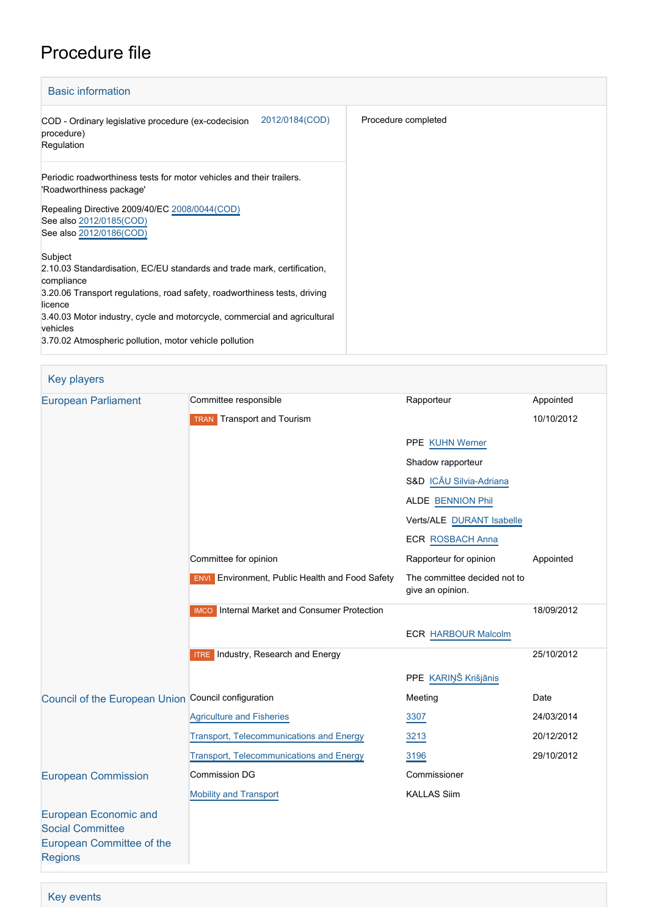# Procedure file

## Basic information

| | |
|---|---|
| COD - Ordinary legislative procedure (ex-codecision procedure)<br>Regulation 2012/0184(COD) | Procedure completed |
| Periodic roadworthiness tests for motor vehicles and their trailers. 'Roadworthiness package'<br><br>Repealing Directive 2009/40/EC 2008/0044(COD)<br>See also 2012/0185(COD)<br>See also 2012/0186(COD)<br><br>Subject<br>2.10.03 Standardisation, EC/EU standards and trade mark, certification, compliance<br>3.20.06 Transport regulations, road safety, roadworthiness tests, driving licence<br>3.40.03 Motor industry, cycle and motorcycle, commercial and agricultural vehicles<br>3.70.02 Atmospheric pollution, motor vehicle pollution | |

## Key players

| | | | |
|---|---|---|---|
| European Parliament | Committee responsible | Rapporteur | Appointed |
| | TRAN Transport and Tourism | | 10/10/2012 |
| | | PPE KUHN Werner | |
| | | Shadow rapporteur | |
| | | S&D ICĂU Silvia-Adriana | |
| | | ALDE BENNION Phil | |
| | | Verts/ALE DURANT Isabelle | |
| | | ECR ROSBACH Anna | |
| | Committee for opinion | Rapporteur for opinion | Appointed |
| | ENVI Environment, Public Health and Food Safety | The committee decided not to give an opinion. | |
| | IMCO Internal Market and Consumer Protection | | 18/09/2012 |
| | | ECR HARBOUR Malcolm | |
| | ITRE Industry, Research and Energy | | 25/10/2012 |
| | | PPE KARIŅŠ Krišjānis | |
| Council of the European Union | Council configuration | Meeting | Date |
| | Agriculture and Fisheries | 3307 | 24/03/2014 |
| | Transport, Telecommunications and Energy | 3213 | 20/12/2012 |
| | Transport, Telecommunications and Energy | 3196 | 29/10/2012 |
| European Commission | Commission DG | Commissioner | |
| | Mobility and Transport | KALLAS Siim | |
| European Economic and Social Committee<br>European Committee of the Regions | | | |

## Key events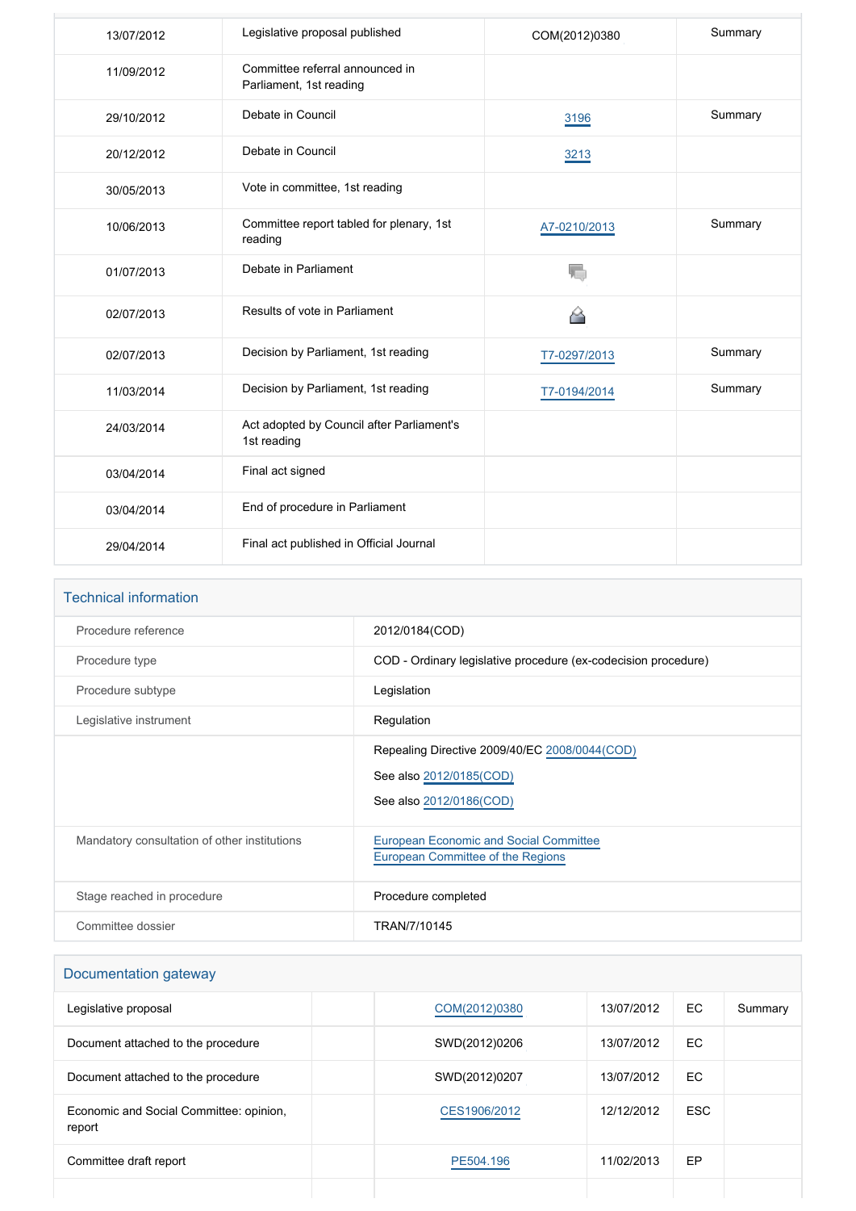| | | | |
|---|---|---|---|
| 13/07/2012 | Legislative proposal published | COM(2012)0380 | Summary |
| 11/09/2012 | Committee referral announced in Parliament, 1st reading | | |
| 29/10/2012 | Debate in Council | 3196 | Summary |
| 20/12/2012 | Debate in Council | 3213 | |
| 30/05/2013 | Vote in committee, 1st reading | | |
| 10/06/2013 | Committee report tabled for plenary, 1st reading | A7-0210/2013 | Summary |
| 01/07/2013 | Debate in Parliament | | |
| 02/07/2013 | Results of vote in Parliament | | |
| 02/07/2013 | Decision by Parliament, 1st reading | T7-0297/2013 | Summary |
| 11/03/2014 | Decision by Parliament, 1st reading | T7-0194/2014 | Summary |
| 24/03/2014 | Act adopted by Council after Parliament's 1st reading | | |
| 03/04/2014 | Final act signed | | |
| 03/04/2014 | End of procedure in Parliament | | |
| 29/04/2014 | Final act published in Official Journal | | |

## Technical information

| | |
|---|---|
| Procedure reference | 2012/0184(COD) |
| Procedure type | COD - Ordinary legislative procedure (ex-codecision procedure) |
| Procedure subtype | Legislation |
| Legislative instrument | Regulation |
| | Repealing Directive 2009/40/EC 2008/0044(COD)<br>See also 2012/0185(COD)<br>See also 2012/0186(COD) |
| Mandatory consultation of other institutions | European Economic and Social Committee<br>European Committee of the Regions |
| Stage reached in procedure | Procedure completed |
| Committee dossier | TRAN/7/10145 |

## Documentation gateway

| | | | | | |
|---|---|---|---|---|---|
| Legislative proposal | | COM(2012)0380 | 13/07/2012 | EC | Summary |
| Document attached to the procedure | | SWD(2012)0206 | 13/07/2012 | EC | |
| Document attached to the procedure | | SWD(2012)0207 | 13/07/2012 | EC | |
| Economic and Social Committee: opinion, report | | CES1906/2012 | 12/12/2012 | ESC | |
| Committee draft report | | PE504.196 | 11/02/2013 | EP | |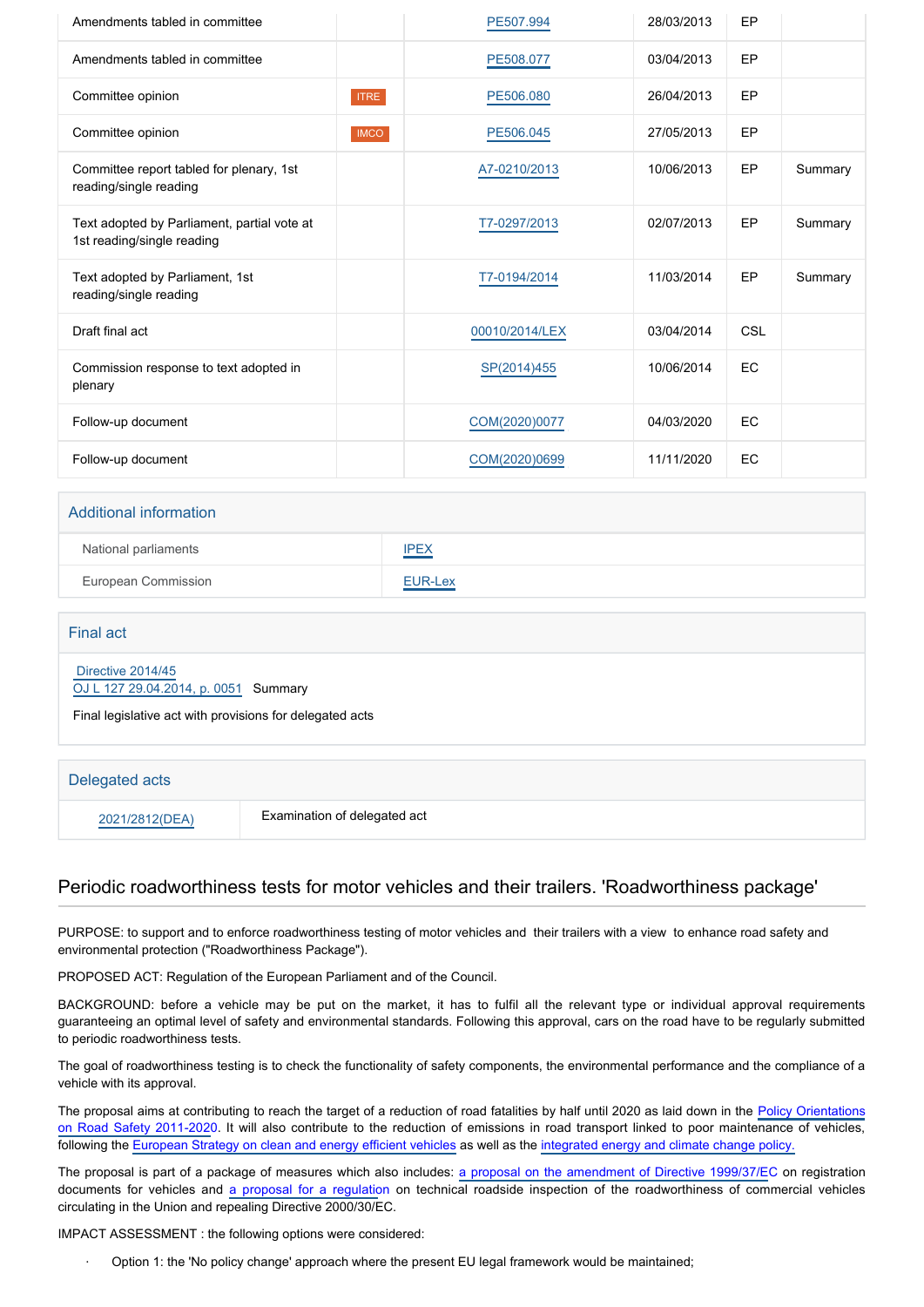| | | | | | |
|---|---|---|---|---|---|
| Amendments tabled in committee | | PE507.994 | 28/03/2013 | EP | |
| Amendments tabled in committee | | PE508.077 | 03/04/2013 | EP | |
| Committee opinion | ITRE | PE506.080 | 26/04/2013 | EP | |
| Committee opinion | IMCO | PE506.045 | 27/05/2013 | EP | |
| Committee report tabled for plenary, 1st reading/single reading | | A7-0210/2013 | 10/06/2013 | EP | Summary |
| Text adopted by Parliament, partial vote at 1st reading/single reading | | T7-0297/2013 | 02/07/2013 | EP | Summary |
| Text adopted by Parliament, 1st reading/single reading | | T7-0194/2014 | 11/03/2014 | EP | Summary |
| Draft final act | | 00010/2014/LEX | 03/04/2014 | CSL | |
| Commission response to text adopted in plenary | | SP(2014)455 | 10/06/2014 | EC | |
| Follow-up document | | COM(2020)0077 | 04/03/2020 | EC | |
| Follow-up document | | COM(2020)0699 | 11/11/2020 | EC | |

## Additional information

| | |
|---|---|
| National parliaments | IPEX |
| European Commission | EUR-Lex |

## Final act

Directive 2014/45
OJ L 127 29.04.2014, p. 0051 Summary

Final legislative act with provisions for delegated acts

## Delegated acts

| | |
|---|---|
| 2021/2812(DEA) | Examination of delegated act |

## Periodic roadworthiness tests for motor vehicles and their trailers. 'Roadworthiness package'

PURPOSE: to support and to enforce roadworthiness testing of motor vehicles and their trailers with a view to enhance road safety and environmental protection ("Roadworthiness Package").

PROPOSED ACT: Regulation of the European Parliament and of the Council.

BACKGROUND: before a vehicle may be put on the market, it has to fulfil all the relevant type or individual approval requirements guaranteeing an optimal level of safety and environmental standards. Following this approval, cars on the road have to be regularly submitted to periodic roadworthiness tests.

The goal of roadworthiness testing is to check the functionality of safety components, the environmental performance and the compliance of a vehicle with its approval.

The proposal aims at contributing to reach the target of a reduction of road fatalities by half until 2020 as laid down in the Policy Orientations on Road Safety 2011-2020. It will also contribute to the reduction of emissions in road transport linked to poor maintenance of vehicles, following the European Strategy on clean and energy efficient vehicles as well as the integrated energy and climate change policy.

The proposal is part of a package of measures which also includes: a proposal on the amendment of Directive 1999/37/EC on registration documents for vehicles and a proposal for a regulation on technical roadside inspection of the roadworthiness of commercial vehicles circulating in the Union and repealing Directive 2000/30/EC.

IMPACT ASSESSMENT : the following options were considered:

- Option 1: the 'No policy change' approach where the present EU legal framework would be maintained;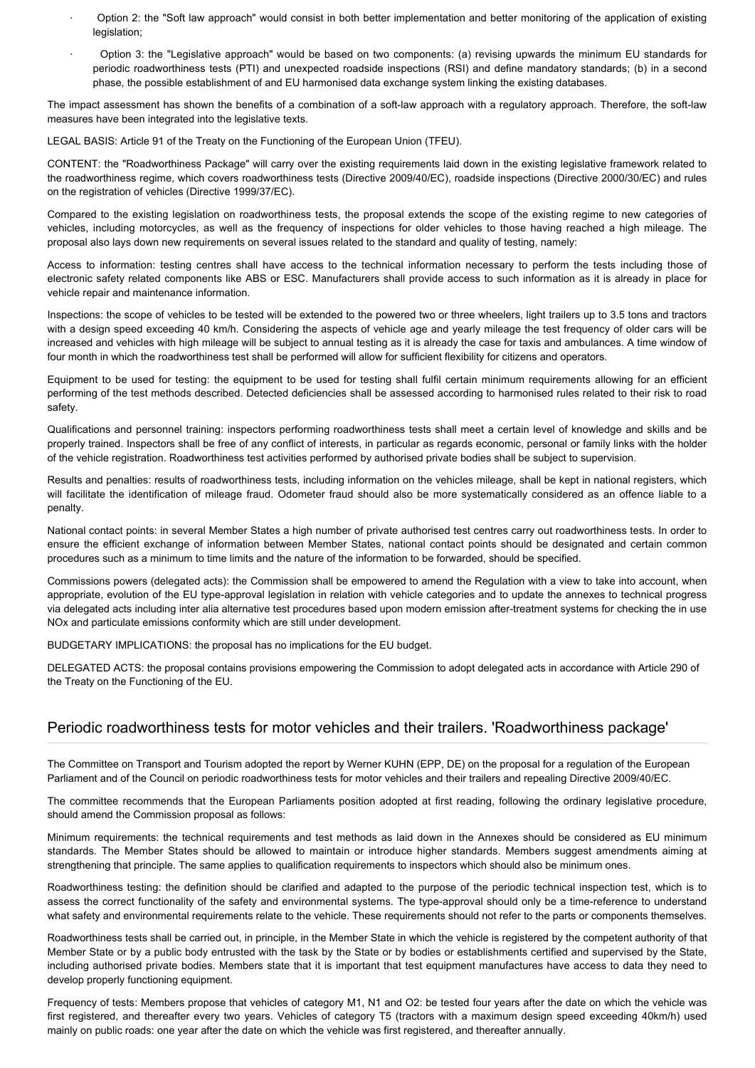- Option 2: the "Soft law approach" would consist in both better implementation and better monitoring of the application of existing legislation;
- Option 3: the "Legislative approach" would be based on two components: (a) revising upwards the minimum EU standards for periodic roadworthiness tests (PTI) and unexpected roadside inspections (RSI) and define mandatory standards; (b) in a second phase, the possible establishment of and EU harmonised data exchange system linking the existing databases.

The impact assessment has shown the benefits of a combination of a soft-law approach with a regulatory approach. Therefore, the soft-law measures have been integrated into the legislative texts.

LEGAL BASIS: Article 91 of the Treaty on the Functioning of the European Union (TFEU).

CONTENT: the "Roadworthiness Package" will carry over the existing requirements laid down in the existing legislative framework related to the roadworthiness regime, which covers roadworthiness tests (Directive 2009/40/EC), roadside inspections (Directive 2000/30/EC) and rules on the registration of vehicles (Directive 1999/37/EC).

Compared to the existing legislation on roadworthiness tests, the proposal extends the scope of the existing regime to new categories of vehicles, including motorcycles, as well as the frequency of inspections for older vehicles to those having reached a high mileage. The proposal also lays down new requirements on several issues related to the standard and quality of testing, namely:

Access to information: testing centres shall have access to the technical information necessary to perform the tests including those of electronic safety related components like ABS or ESC. Manufacturers shall provide access to such information as it is already in place for vehicle repair and maintenance information.

Inspections: the scope of vehicles to be tested will be extended to the powered two or three wheelers, light trailers up to 3.5 tons and tractors with a design speed exceeding 40 km/h. Considering the aspects of vehicle age and yearly mileage the test frequency of older cars will be increased and vehicles with high mileage will be subject to annual testing as it is already the case for taxis and ambulances. A time window of four month in which the roadworthiness test shall be performed will allow for sufficient flexibility for citizens and operators.

Equipment to be used for testing: the equipment to be used for testing shall fulfil certain minimum requirements allowing for an efficient performing of the test methods described. Detected deficiencies shall be assessed according to harmonised rules related to their risk to road safety.

Qualifications and personnel training: inspectors performing roadworthiness tests shall meet a certain level of knowledge and skills and be properly trained. Inspectors shall be free of any conflict of interests, in particular as regards economic, personal or family links with the holder of the vehicle registration. Roadworthiness test activities performed by authorised private bodies shall be subject to supervision.

Results and penalties: results of roadworthiness tests, including information on the vehicles mileage, shall be kept in national registers, which will facilitate the identification of mileage fraud. Odometer fraud should also be more systematically considered as an offence liable to a penalty.

National contact points: in several Member States a high number of private authorised test centres carry out roadworthiness tests. In order to ensure the efficient exchange of information between Member States, national contact points should be designated and certain common procedures such as a minimum to time limits and the nature of the information to be forwarded, should be specified.

Commissions powers (delegated acts): the Commission shall be empowered to amend the Regulation with a view to take into account, when appropriate, evolution of the EU type-approval legislation in relation with vehicle categories and to update the annexes to technical progress via delegated acts including inter alia alternative test procedures based upon modern emission after-treatment systems for checking the in use NOx and particulate emissions conformity which are still under development.

BUDGETARY IMPLICATIONS: the proposal has no implications for the EU budget.

DELEGATED ACTS: the proposal contains provisions empowering the Commission to adopt delegated acts in accordance with Article 290 of the Treaty on the Functioning of the EU.

## Periodic roadworthiness tests for motor vehicles and their trailers. 'Roadworthiness package'

The Committee on Transport and Tourism adopted the report by Werner KUHN (EPP, DE) on the proposal for a regulation of the European Parliament and of the Council on periodic roadworthiness tests for motor vehicles and their trailers and repealing Directive 2009/40/EC.

The committee recommends that the European Parliaments position adopted at first reading, following the ordinary legislative procedure, should amend the Commission proposal as follows:

Minimum requirements: the technical requirements and test methods as laid down in the Annexes should be considered as EU minimum standards. The Member States should be allowed to maintain or introduce higher standards. Members suggest amendments aiming at strengthening that principle. The same applies to qualification requirements to inspectors which should also be minimum ones.

Roadworthiness testing: the definition should be clarified and adapted to the purpose of the periodic technical inspection test, which is to assess the correct functionality of the safety and environmental systems. The type-approval should only be a time-reference to understand what safety and environmental requirements relate to the vehicle. These requirements should not refer to the parts or components themselves.

Roadworthiness tests shall be carried out, in principle, in the Member State in which the vehicle is registered by the competent authority of that Member State or by a public body entrusted with the task by the State or by bodies or establishments certified and supervised by the State, including authorised private bodies. Members state that it is important that test equipment manufactures have access to data they need to develop properly functioning equipment.

Frequency of tests: Members propose that vehicles of category M1, N1 and O2: be tested four years after the date on which the vehicle was first registered, and thereafter every two years. Vehicles of category T5 (tractors with a maximum design speed exceeding 40km/h) used mainly on public roads: one year after the date on which the vehicle was first registered, and thereafter annually.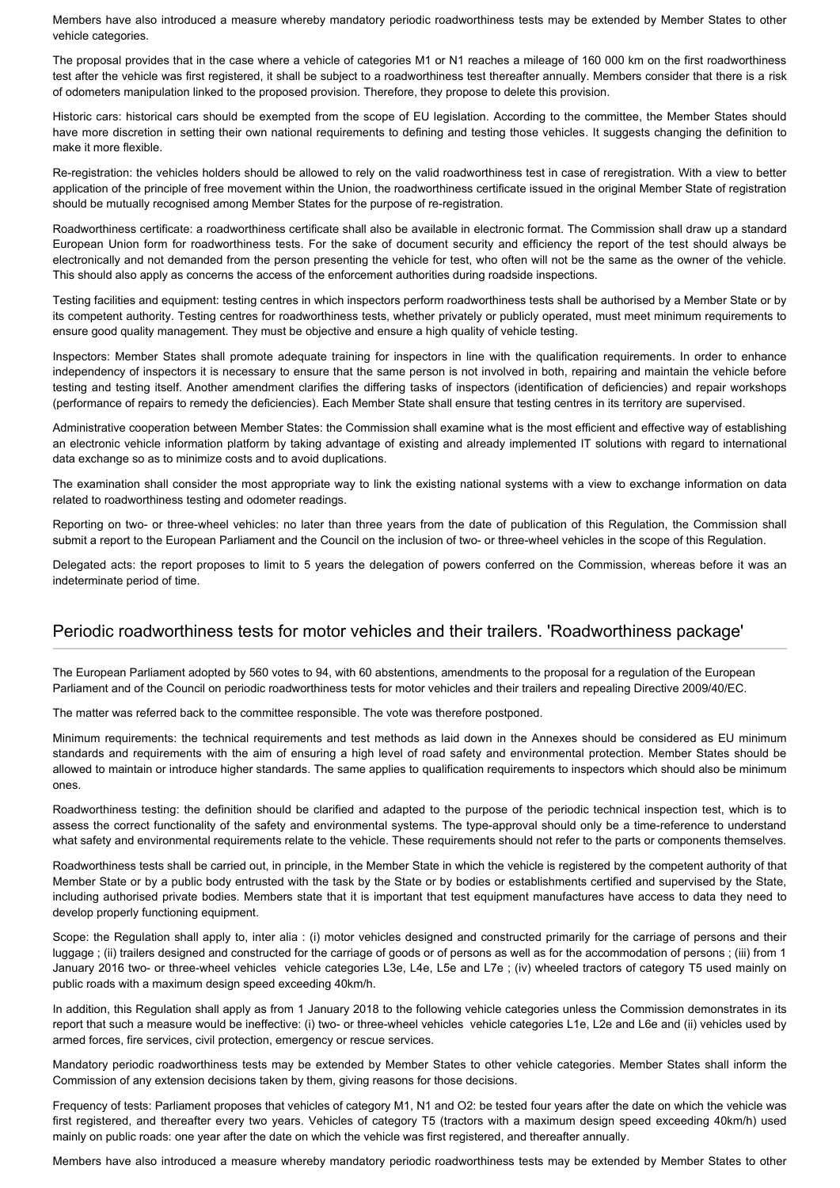Members have also introduced a measure whereby mandatory periodic roadworthiness tests may be extended by Member States to other vehicle categories.

The proposal provides that in the case where a vehicle of categories M1 or N1 reaches a mileage of 160 000 km on the first roadworthiness test after the vehicle was first registered, it shall be subject to a roadworthiness test thereafter annually. Members consider that there is a risk of odometers manipulation linked to the proposed provision. Therefore, they propose to delete this provision.

Historic cars: historical cars should be exempted from the scope of EU legislation. According to the committee, the Member States should have more discretion in setting their own national requirements to defining and testing those vehicles. It suggests changing the definition to make it more flexible.

Re-registration: the vehicles holders should be allowed to rely on the valid roadworthiness test in case of reregistration. With a view to better application of the principle of free movement within the Union, the roadworthiness certificate issued in the original Member State of registration should be mutually recognised among Member States for the purpose of re-registration.

Roadworthiness certificate: a roadworthiness certificate shall also be available in electronic format. The Commission shall draw up a standard European Union form for roadworthiness tests. For the sake of document security and efficiency the report of the test should always be electronically and not demanded from the person presenting the vehicle for test, who often will not be the same as the owner of the vehicle. This should also apply as concerns the access of the enforcement authorities during roadside inspections.

Testing facilities and equipment: testing centres in which inspectors perform roadworthiness tests shall be authorised by a Member State or by its competent authority. Testing centres for roadworthiness tests, whether privately or publicly operated, must meet minimum requirements to ensure good quality management. They must be objective and ensure a high quality of vehicle testing.

Inspectors: Member States shall promote adequate training for inspectors in line with the qualification requirements. In order to enhance independency of inspectors it is necessary to ensure that the same person is not involved in both, repairing and maintain the vehicle before testing and testing itself. Another amendment clarifies the differing tasks of inspectors (identification of deficiencies) and repair workshops (performance of repairs to remedy the deficiencies). Each Member State shall ensure that testing centres in its territory are supervised.

Administrative cooperation between Member States: the Commission shall examine what is the most efficient and effective way of establishing an electronic vehicle information platform by taking advantage of existing and already implemented IT solutions with regard to international data exchange so as to minimize costs and to avoid duplications.

The examination shall consider the most appropriate way to link the existing national systems with a view to exchange information on data related to roadworthiness testing and odometer readings.

Reporting on two- or three-wheel vehicles: no later than three years from the date of publication of this Regulation, the Commission shall submit a report to the European Parliament and the Council on the inclusion of two- or three-wheel vehicles in the scope of this Regulation.

Delegated acts: the report proposes to limit to 5 years the delegation of powers conferred on the Commission, whereas before it was an indeterminate period of time.

## Periodic roadworthiness tests for motor vehicles and their trailers. 'Roadworthiness package'

The European Parliament adopted by 560 votes to 94, with 60 abstentions, amendments to the proposal for a regulation of the European Parliament and of the Council on periodic roadworthiness tests for motor vehicles and their trailers and repealing Directive 2009/40/EC.

The matter was referred back to the committee responsible. The vote was therefore postponed.

Minimum requirements: the technical requirements and test methods as laid down in the Annexes should be considered as EU minimum standards and requirements with the aim of ensuring a high level of road safety and environmental protection. Member States should be allowed to maintain or introduce higher standards. The same applies to qualification requirements to inspectors which should also be minimum ones.

Roadworthiness testing: the definition should be clarified and adapted to the purpose of the periodic technical inspection test, which is to assess the correct functionality of the safety and environmental systems. The type-approval should only be a time-reference to understand what safety and environmental requirements relate to the vehicle. These requirements should not refer to the parts or components themselves.

Roadworthiness tests shall be carried out, in principle, in the Member State in which the vehicle is registered by the competent authority of that Member State or by a public body entrusted with the task by the State or by bodies or establishments certified and supervised by the State, including authorised private bodies. Members state that it is important that test equipment manufactures have access to data they need to develop properly functioning equipment.

Scope: the Regulation shall apply to, inter alia : (i) motor vehicles designed and constructed primarily for the carriage of persons and their luggage ; (ii) trailers designed and constructed for the carriage of goods or of persons as well as for the accommodation of persons ; (iii) from 1 January 2016 two- or three-wheel vehicles vehicle categories L3e, L4e, L5e and L7e ; (iv) wheeled tractors of category T5 used mainly on public roads with a maximum design speed exceeding 40km/h.

In addition, this Regulation shall apply as from 1 January 2018 to the following vehicle categories unless the Commission demonstrates in its report that such a measure would be ineffective: (i) two- or three-wheel vehicles vehicle categories L1e, L2e and L6e and (ii) vehicles used by armed forces, fire services, civil protection, emergency or rescue services.

Mandatory periodic roadworthiness tests may be extended by Member States to other vehicle categories. Member States shall inform the Commission of any extension decisions taken by them, giving reasons for those decisions.

Frequency of tests: Parliament proposes that vehicles of category M1, N1 and O2: be tested four years after the date on which the vehicle was first registered, and thereafter every two years. Vehicles of category T5 (tractors with a maximum design speed exceeding 40km/h) used mainly on public roads: one year after the date on which the vehicle was first registered, and thereafter annually.

Members have also introduced a measure whereby mandatory periodic roadworthiness tests may be extended by Member States to other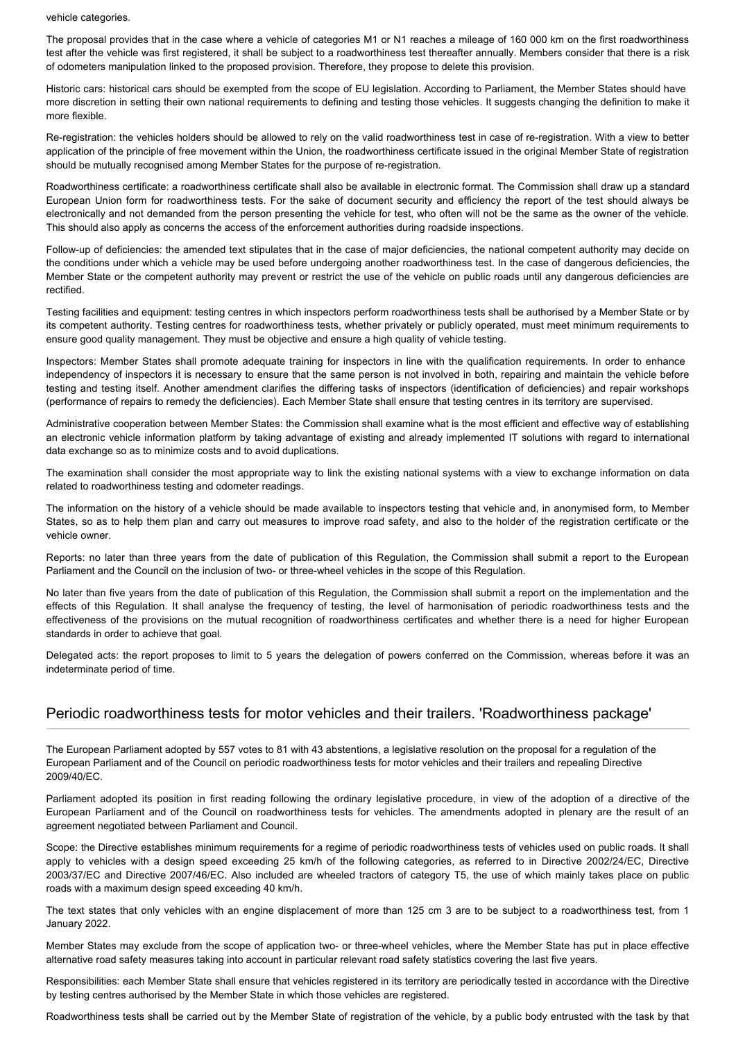vehicle categories.

The proposal provides that in the case where a vehicle of categories M1 or N1 reaches a mileage of 160 000 km on the first roadworthiness test after the vehicle was first registered, it shall be subject to a roadworthiness test thereafter annually. Members consider that there is a risk of odometers manipulation linked to the proposed provision. Therefore, they propose to delete this provision.

Historic cars: historical cars should be exempted from the scope of EU legislation. According to Parliament, the Member States should have more discretion in setting their own national requirements to defining and testing those vehicles. It suggests changing the definition to make it more flexible.

Re-registration: the vehicles holders should be allowed to rely on the valid roadworthiness test in case of re-registration. With a view to better application of the principle of free movement within the Union, the roadworthiness certificate issued in the original Member State of registration should be mutually recognised among Member States for the purpose of re-registration.

Roadworthiness certificate: a roadworthiness certificate shall also be available in electronic format. The Commission shall draw up a standard European Union form for roadworthiness tests. For the sake of document security and efficiency the report of the test should always be electronically and not demanded from the person presenting the vehicle for test, who often will not be the same as the owner of the vehicle. This should also apply as concerns the access of the enforcement authorities during roadside inspections.

Follow-up of deficiencies: the amended text stipulates that in the case of major deficiencies, the national competent authority may decide on the conditions under which a vehicle may be used before undergoing another roadworthiness test. In the case of dangerous deficiencies, the Member State or the competent authority may prevent or restrict the use of the vehicle on public roads until any dangerous deficiencies are rectified.

Testing facilities and equipment: testing centres in which inspectors perform roadworthiness tests shall be authorised by a Member State or by its competent authority. Testing centres for roadworthiness tests, whether privately or publicly operated, must meet minimum requirements to ensure good quality management. They must be objective and ensure a high quality of vehicle testing.

Inspectors: Member States shall promote adequate training for inspectors in line with the qualification requirements. In order to enhance independency of inspectors it is necessary to ensure that the same person is not involved in both, repairing and maintain the vehicle before testing and testing itself. Another amendment clarifies the differing tasks of inspectors (identification of deficiencies) and repair workshops (performance of repairs to remedy the deficiencies). Each Member State shall ensure that testing centres in its territory are supervised.

Administrative cooperation between Member States: the Commission shall examine what is the most efficient and effective way of establishing an electronic vehicle information platform by taking advantage of existing and already implemented IT solutions with regard to international data exchange so as to minimize costs and to avoid duplications.

The examination shall consider the most appropriate way to link the existing national systems with a view to exchange information on data related to roadworthiness testing and odometer readings.

The information on the history of a vehicle should be made available to inspectors testing that vehicle and, in anonymised form, to Member States, so as to help them plan and carry out measures to improve road safety, and also to the holder of the registration certificate or the vehicle owner.

Reports: no later than three years from the date of publication of this Regulation, the Commission shall submit a report to the European Parliament and the Council on the inclusion of two- or three-wheel vehicles in the scope of this Regulation.

No later than five years from the date of publication of this Regulation, the Commission shall submit a report on the implementation and the effects of this Regulation. It shall analyse the frequency of testing, the level of harmonisation of periodic roadworthiness tests and the effectiveness of the provisions on the mutual recognition of roadworthiness certificates and whether there is a need for higher European standards in order to achieve that goal.

Delegated acts: the report proposes to limit to 5 years the delegation of powers conferred on the Commission, whereas before it was an indeterminate period of time.

## Periodic roadworthiness tests for motor vehicles and their trailers. 'Roadworthiness package'

The European Parliament adopted by 557 votes to 81 with 43 abstentions, a legislative resolution on the proposal for a regulation of the European Parliament and of the Council on periodic roadworthiness tests for motor vehicles and their trailers and repealing Directive 2009/40/EC.

Parliament adopted its position in first reading following the ordinary legislative procedure, in view of the adoption of a directive of the European Parliament and of the Council on roadworthiness tests for vehicles. The amendments adopted in plenary are the result of an agreement negotiated between Parliament and Council.

Scope: the Directive establishes minimum requirements for a regime of periodic roadworthiness tests of vehicles used on public roads. It shall apply to vehicles with a design speed exceeding 25 km/h of the following categories, as referred to in Directive 2002/24/EC, Directive 2003/37/EC and Directive 2007/46/EC. Also included are wheeled tractors of category T5, the use of which mainly takes place on public roads with a maximum design speed exceeding 40 km/h.

The text states that only vehicles with an engine displacement of more than 125 cm 3 are to be subject to a roadworthiness test, from 1 January 2022.

Member States may exclude from the scope of application two- or three-wheel vehicles, where the Member State has put in place effective alternative road safety measures taking into account in particular relevant road safety statistics covering the last five years.

Responsibilities: each Member State shall ensure that vehicles registered in its territory are periodically tested in accordance with the Directive by testing centres authorised by the Member State in which those vehicles are registered.

Roadworthiness tests shall be carried out by the Member State of registration of the vehicle, by a public body entrusted with the task by that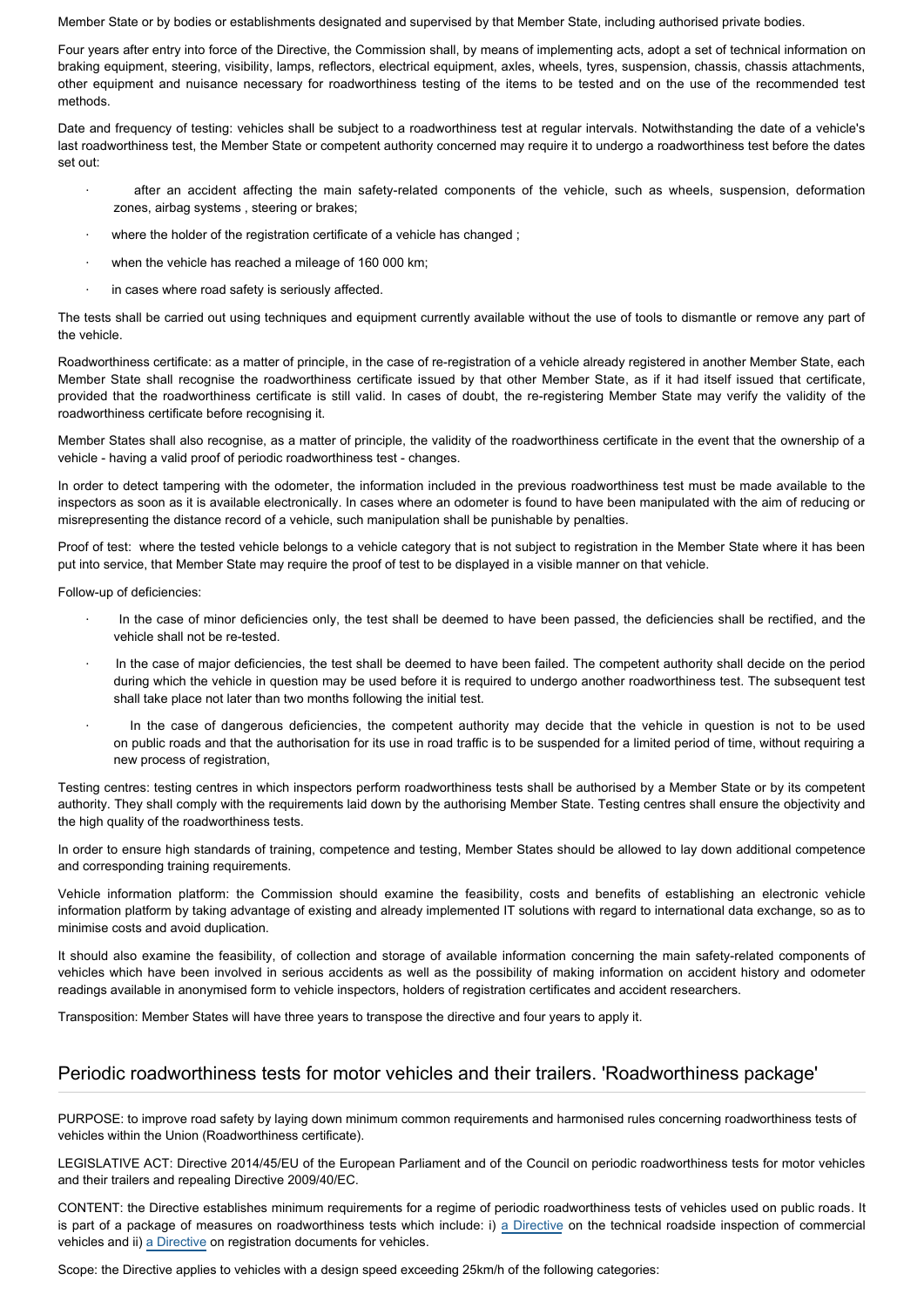Member State or by bodies or establishments designated and supervised by that Member State, including authorised private bodies.

Four years after entry into force of the Directive, the Commission shall, by means of implementing acts, adopt a set of technical information on braking equipment, steering, visibility, lamps, reflectors, electrical equipment, axles, wheels, tyres, suspension, chassis, chassis attachments, other equipment and nuisance necessary for roadworthiness testing of the items to be tested and on the use of the recommended test methods.

Date and frequency of testing: vehicles shall be subject to a roadworthiness test at regular intervals. Notwithstanding the date of a vehicle's last roadworthiness test, the Member State or competent authority concerned may require it to undergo a roadworthiness test before the dates set out:

- after an accident affecting the main safety-related components of the vehicle, such as wheels, suspension, deformation zones, airbag systems , steering or brakes;
- where the holder of the registration certificate of a vehicle has changed ;
- when the vehicle has reached a mileage of 160 000 km;
- in cases where road safety is seriously affected.

The tests shall be carried out using techniques and equipment currently available without the use of tools to dismantle or remove any part of the vehicle.

Roadworthiness certificate: as a matter of principle, in the case of re-registration of a vehicle already registered in another Member State, each Member State shall recognise the roadworthiness certificate issued by that other Member State, as if it had itself issued that certificate, provided that the roadworthiness certificate is still valid. In cases of doubt, the re-registering Member State may verify the validity of the roadworthiness certificate before recognising it.

Member States shall also recognise, as a matter of principle, the validity of the roadworthiness certificate in the event that the ownership of a vehicle - having a valid proof of periodic roadworthiness test - changes.

In order to detect tampering with the odometer, the information included in the previous roadworthiness test must be made available to the inspectors as soon as it is available electronically. In cases where an odometer is found to have been manipulated with the aim of reducing or misrepresenting the distance record of a vehicle, such manipulation shall be punishable by penalties.

Proof of test: where the tested vehicle belongs to a vehicle category that is not subject to registration in the Member State where it has been put into service, that Member State may require the proof of test to be displayed in a visible manner on that vehicle.

Follow-up of deficiencies:

- In the case of minor deficiencies only, the test shall be deemed to have been passed, the deficiencies shall be rectified, and the vehicle shall not be re-tested.
- In the case of major deficiencies, the test shall be deemed to have been failed. The competent authority shall decide on the period during which the vehicle in question may be used before it is required to undergo another roadworthiness test. The subsequent test shall take place not later than two months following the initial test.
- In the case of dangerous deficiencies, the competent authority may decide that the vehicle in question is not to be used on public roads and that the authorisation for its use in road traffic is to be suspended for a limited period of time, without requiring a new process of registration,

Testing centres: testing centres in which inspectors perform roadworthiness tests shall be authorised by a Member State or by its competent authority. They shall comply with the requirements laid down by the authorising Member State. Testing centres shall ensure the objectivity and the high quality of the roadworthiness tests.

In order to ensure high standards of training, competence and testing, Member States should be allowed to lay down additional competence and corresponding training requirements.

Vehicle information platform: the Commission should examine the feasibility, costs and benefits of establishing an electronic vehicle information platform by taking advantage of existing and already implemented IT solutions with regard to international data exchange, so as to minimise costs and avoid duplication.

It should also examine the feasibility, of collection and storage of available information concerning the main safety-related components of vehicles which have been involved in serious accidents as well as the possibility of making information on accident history and odometer readings available in anonymised form to vehicle inspectors, holders of registration certificates and accident researchers.

Transposition: Member States will have three years to transpose the directive and four years to apply it.

## Periodic roadworthiness tests for motor vehicles and their trailers. 'Roadworthiness package'

PURPOSE: to improve road safety by laying down minimum common requirements and harmonised rules concerning roadworthiness tests of vehicles within the Union (Roadworthiness certificate).

LEGISLATIVE ACT: Directive 2014/45/EU of the European Parliament and of the Council on periodic roadworthiness tests for motor vehicles and their trailers and repealing Directive 2009/40/EC.

CONTENT: the Directive establishes minimum requirements for a regime of periodic roadworthiness tests of vehicles used on public roads. It is part of a package of measures on roadworthiness tests which include: i) a Directive on the technical roadside inspection of commercial vehicles and ii) a Directive on registration documents for vehicles.

Scope: the Directive applies to vehicles with a design speed exceeding 25km/h of the following categories: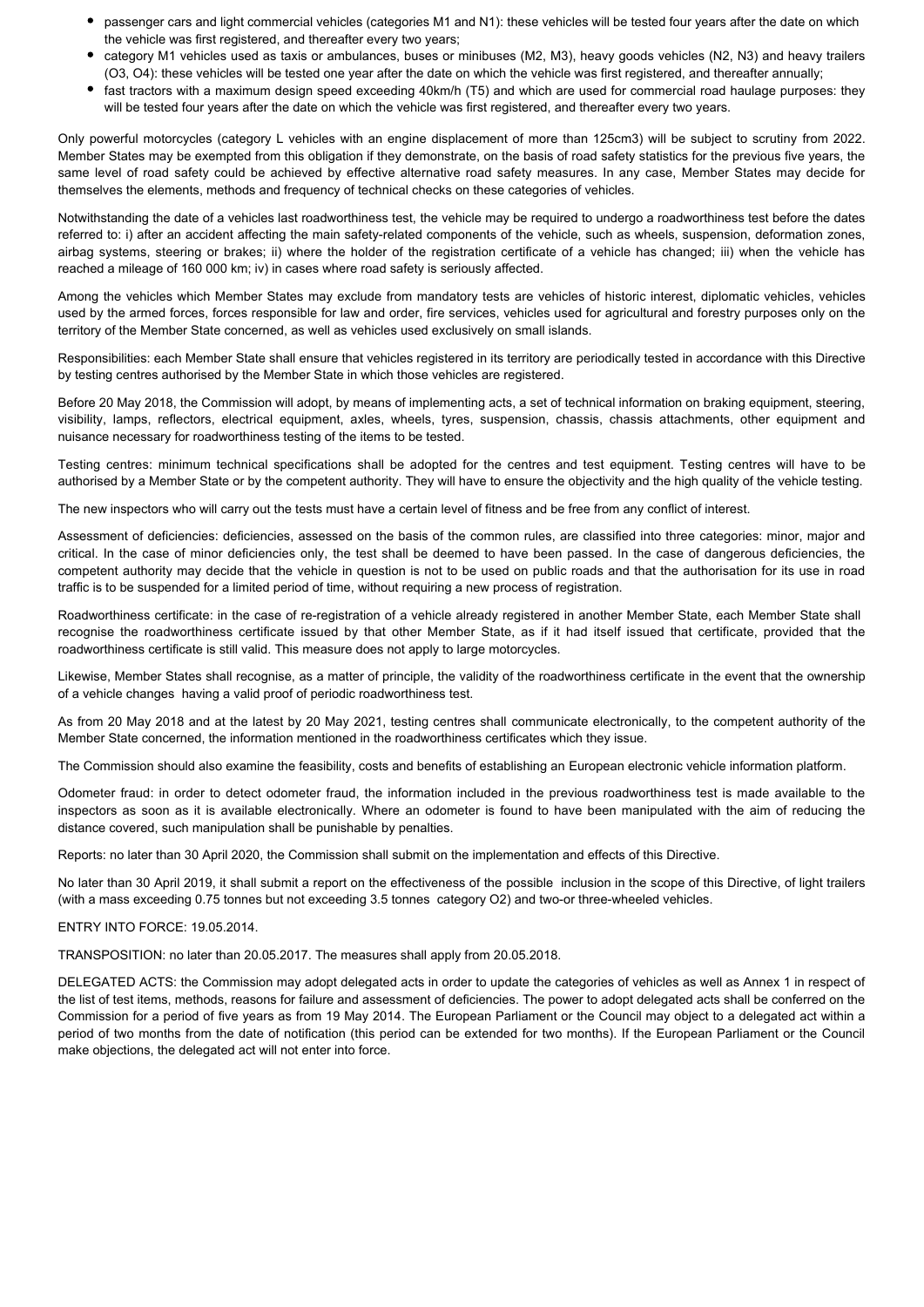- passenger cars and light commercial vehicles (categories M1 and N1): these vehicles will be tested four years after the date on which the vehicle was first registered, and thereafter every two years;
- category M1 vehicles used as taxis or ambulances, buses or minibuses (M2, M3), heavy goods vehicles (N2, N3) and heavy trailers (O3, O4): these vehicles will be tested one year after the date on which the vehicle was first registered, and thereafter annually;
- fast tractors with a maximum design speed exceeding 40km/h (T5) and which are used for commercial road haulage purposes: they will be tested four years after the date on which the vehicle was first registered, and thereafter every two years.

Only powerful motorcycles (category L vehicles with an engine displacement of more than 125cm3) will be subject to scrutiny from 2022. Member States may be exempted from this obligation if they demonstrate, on the basis of road safety statistics for the previous five years, the same level of road safety could be achieved by effective alternative road safety measures. In any case, Member States may decide for themselves the elements, methods and frequency of technical checks on these categories of vehicles.

Notwithstanding the date of a vehicles last roadworthiness test, the vehicle may be required to undergo a roadworthiness test before the dates referred to: i) after an accident affecting the main safety-related components of the vehicle, such as wheels, suspension, deformation zones, airbag systems, steering or brakes; ii) where the holder of the registration certificate of a vehicle has changed; iii) when the vehicle has reached a mileage of 160 000 km; iv) in cases where road safety is seriously affected.

Among the vehicles which Member States may exclude from mandatory tests are vehicles of historic interest, diplomatic vehicles, vehicles used by the armed forces, forces responsible for law and order, fire services, vehicles used for agricultural and forestry purposes only on the territory of the Member State concerned, as well as vehicles used exclusively on small islands.

Responsibilities: each Member State shall ensure that vehicles registered in its territory are periodically tested in accordance with this Directive by testing centres authorised by the Member State in which those vehicles are registered.

Before 20 May 2018, the Commission will adopt, by means of implementing acts, a set of technical information on braking equipment, steering, visibility, lamps, reflectors, electrical equipment, axles, wheels, tyres, suspension, chassis, chassis attachments, other equipment and nuisance necessary for roadworthiness testing of the items to be tested.

Testing centres: minimum technical specifications shall be adopted for the centres and test equipment. Testing centres will have to be authorised by a Member State or by the competent authority. They will have to ensure the objectivity and the high quality of the vehicle testing.

The new inspectors who will carry out the tests must have a certain level of fitness and be free from any conflict of interest.

Assessment of deficiencies: deficiencies, assessed on the basis of the common rules, are classified into three categories: minor, major and critical. In the case of minor deficiencies only, the test shall be deemed to have been passed. In the case of dangerous deficiencies, the competent authority may decide that the vehicle in question is not to be used on public roads and that the authorisation for its use in road traffic is to be suspended for a limited period of time, without requiring a new process of registration.

Roadworthiness certificate: in the case of re-registration of a vehicle already registered in another Member State, each Member State shall recognise the roadworthiness certificate issued by that other Member State, as if it had itself issued that certificate, provided that the roadworthiness certificate is still valid. This measure does not apply to large motorcycles.

Likewise, Member States shall recognise, as a matter of principle, the validity of the roadworthiness certificate in the event that the ownership of a vehicle changes having a valid proof of periodic roadworthiness test.

As from 20 May 2018 and at the latest by 20 May 2021, testing centres shall communicate electronically, to the competent authority of the Member State concerned, the information mentioned in the roadworthiness certificates which they issue.

The Commission should also examine the feasibility, costs and benefits of establishing an European electronic vehicle information platform.

Odometer fraud: in order to detect odometer fraud, the information included in the previous roadworthiness test is made available to the inspectors as soon as it is available electronically. Where an odometer is found to have been manipulated with the aim of reducing the distance covered, such manipulation shall be punishable by penalties.

Reports: no later than 30 April 2020, the Commission shall submit on the implementation and effects of this Directive.

No later than 30 April 2019, it shall submit a report on the effectiveness of the possible inclusion in the scope of this Directive, of light trailers (with a mass exceeding 0.75 tonnes but not exceeding 3.5 tonnes category O2) and two-or three-wheeled vehicles.

ENTRY INTO FORCE: 19.05.2014.

TRANSPOSITION: no later than 20.05.2017. The measures shall apply from 20.05.2018.

DELEGATED ACTS: the Commission may adopt delegated acts in order to update the categories of vehicles as well as Annex 1 in respect of the list of test items, methods, reasons for failure and assessment of deficiencies. The power to adopt delegated acts shall be conferred on the Commission for a period of five years as from 19 May 2014. The European Parliament or the Council may object to a delegated act within a period of two months from the date of notification (this period can be extended for two months). If the European Parliament or the Council make objections, the delegated act will not enter into force.